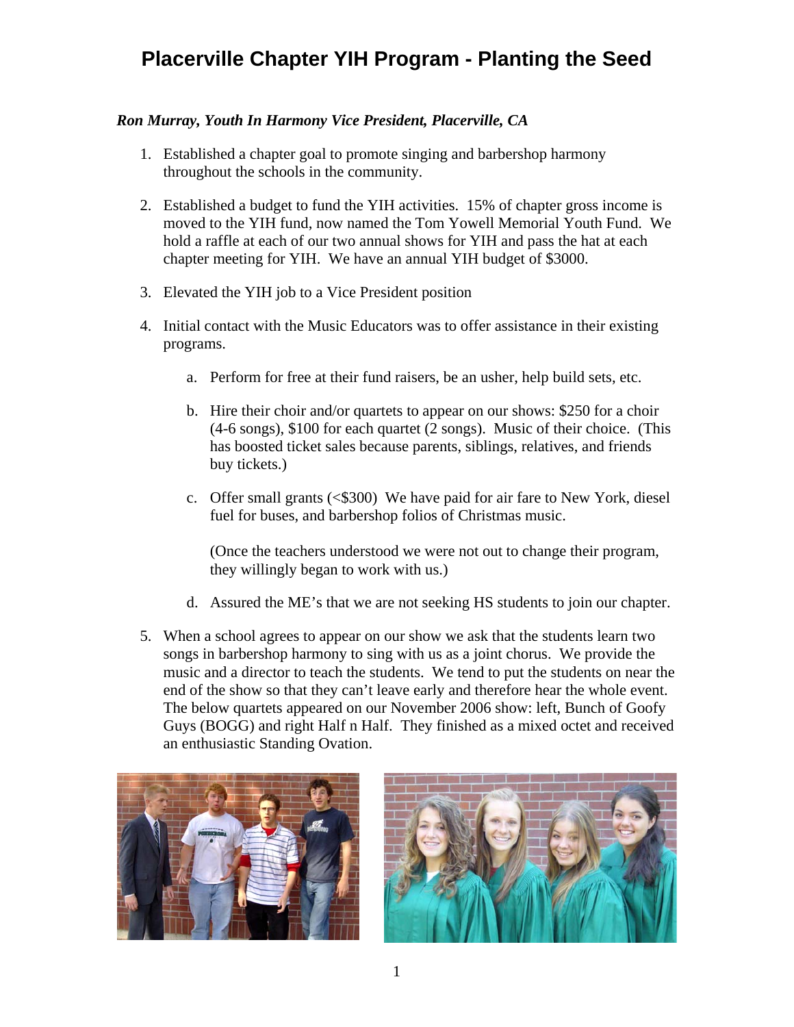# Placerville Chapter YIH Program - Planting the Seed

***Ron Murray, Youth In Harmony Vice President, Placerville, CA***

1. Established a chapter goal to promote singing and barbershop harmony throughout the schools in the community.

2. Established a budget to fund the YIH activities. 15% of chapter gross income is moved to the YIH fund, now named the Tom Yowell Memorial Youth Fund. We hold a raffle at each of our two annual shows for YIH and pass the hat at each chapter meeting for YIH. We have an annual YIH budget of $3000.

3. Elevated the YIH job to a Vice President position

4. Initial contact with the Music Educators was to offer assistance in their existing programs.

    a. Perform for free at their fund raisers, be an usher, help build sets, etc.

    b. Hire their choir and/or quartets to appear on our shows: $250 for a choir (4-6 songs), $100 for each quartet (2 songs). Music of their choice. (This has boosted ticket sales because parents, siblings, relatives, and friends buy tickets.)

    c. Offer small grants (<$300) We have paid for air fare to New York, diesel fuel for buses, and barbershop folios of Christmas music.

       (Once the teachers understood we were not out to change their program, they willingly began to work with us.)

    d. Assured the ME's that we are not seeking HS students to join our chapter.

5. When a school agrees to appear on our show we ask that the students learn two songs in barbershop harmony to sing with us as a joint chorus. We provide the music and a director to teach the students. We tend to put the students on near the end of the show so that they can't leave early and therefore hear the whole event. The below quartets appeared on our November 2006 show: left, Bunch of Goofy Guys (BOGG) and right Half n Half. They finished as a mixed octet and received an enthusiastic Standing Ovation.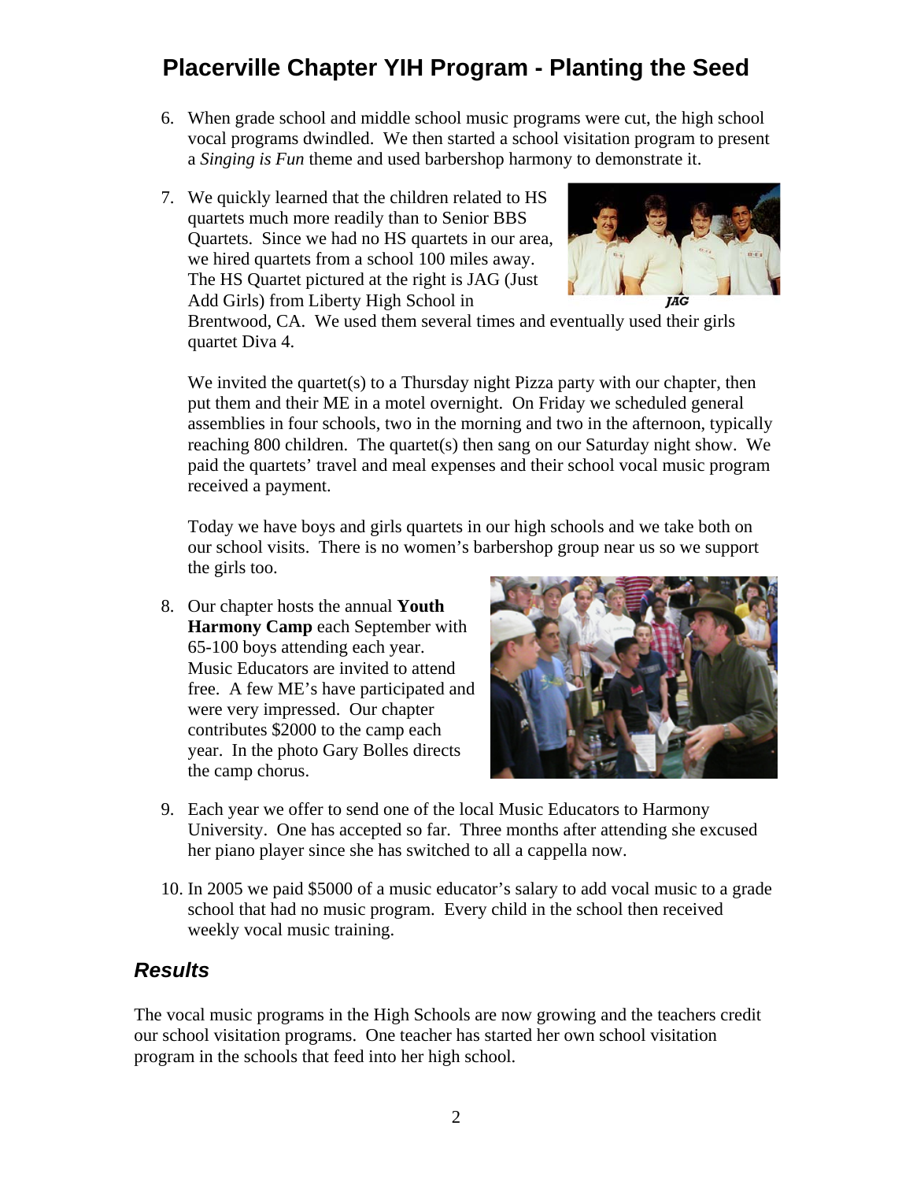# Placerville Chapter YIH Program - Planting the Seed

6. When grade school and middle school music programs were cut, the high school vocal programs dwindled. We then started a school visitation program to present a *Singing is Fun* theme and used barbershop harmony to demonstrate it.

7. We quickly learned that the children related to HS quartets much more readily than to Senior BBS Quartets. Since we had no HS quartets in our area, we hired quartets from a school 100 miles away. The HS Quartet pictured at the right is JAG (Just Add Girls) from Liberty High School in Brentwood, CA. We used them several times and eventually used their girls quartet Diva 4.

   *JAG*

   We invited the quartet(s) to a Thursday night Pizza party with our chapter, then put them and their ME in a motel overnight. On Friday we scheduled general assemblies in four schools, two in the morning and two in the afternoon, typically reaching 800 children. The quartet(s) then sang on our Saturday night show. We paid the quartets' travel and meal expenses and their school vocal music program received a payment.

   Today we have boys and girls quartets in our high schools and we take both on our school visits. There is no women's barbershop group near us so we support the girls too.

8. Our chapter hosts the annual **Youth Harmony Camp** each September with 65-100 boys attending each year. Music Educators are invited to attend free. A few ME's have participated and were very impressed. Our chapter contributes $2000 to the camp each year. In the photo Gary Bolles directs the camp chorus.

9. Each year we offer to send one of the local Music Educators to Harmony University. One has accepted so far. Three months after attending she excused her piano player since she has switched to all a cappella now.

10. In 2005 we paid $5000 of a music educator's salary to add vocal music to a grade school that had no music program. Every child in the school then received weekly vocal music training.

## *Results*

The vocal music programs in the High Schools are now growing and the teachers credit our school visitation programs. One teacher has started her own school visitation program in the schools that feed into her high school.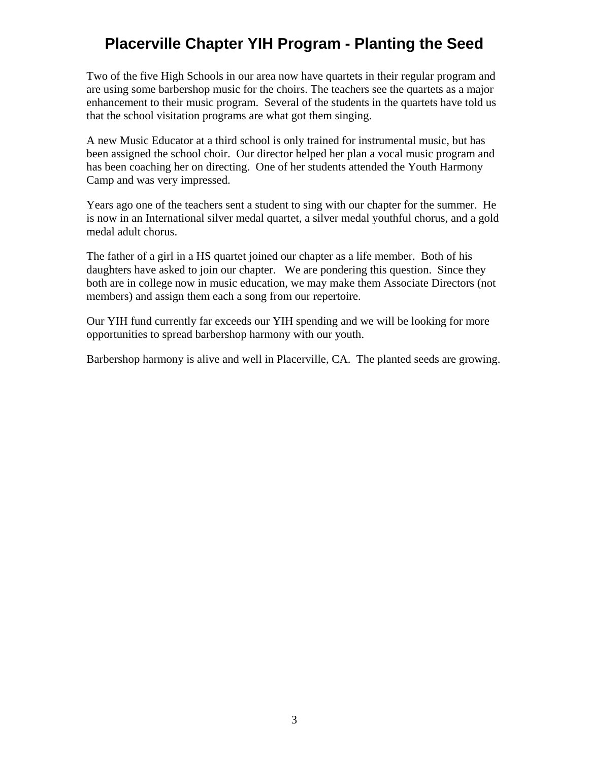# Placerville Chapter YIH Program - Planting the Seed

Two of the five High Schools in our area now have quartets in their regular program and are using some barbershop music for the choirs. The teachers see the quartets as a major enhancement to their music program. Several of the students in the quartets have told us that the school visitation programs are what got them singing.

A new Music Educator at a third school is only trained for instrumental music, but has been assigned the school choir. Our director helped her plan a vocal music program and has been coaching her on directing. One of her students attended the Youth Harmony Camp and was very impressed.

Years ago one of the teachers sent a student to sing with our chapter for the summer. He is now in an International silver medal quartet, a silver medal youthful chorus, and a gold medal adult chorus.

The father of a girl in a HS quartet joined our chapter as a life member. Both of his daughters have asked to join our chapter. We are pondering this question. Since they both are in college now in music education, we may make them Associate Directors (not members) and assign them each a song from our repertoire.

Our YIH fund currently far exceeds our YIH spending and we will be looking for more opportunities to spread barbershop harmony with our youth.

Barbershop harmony is alive and well in Placerville, CA. The planted seeds are growing.